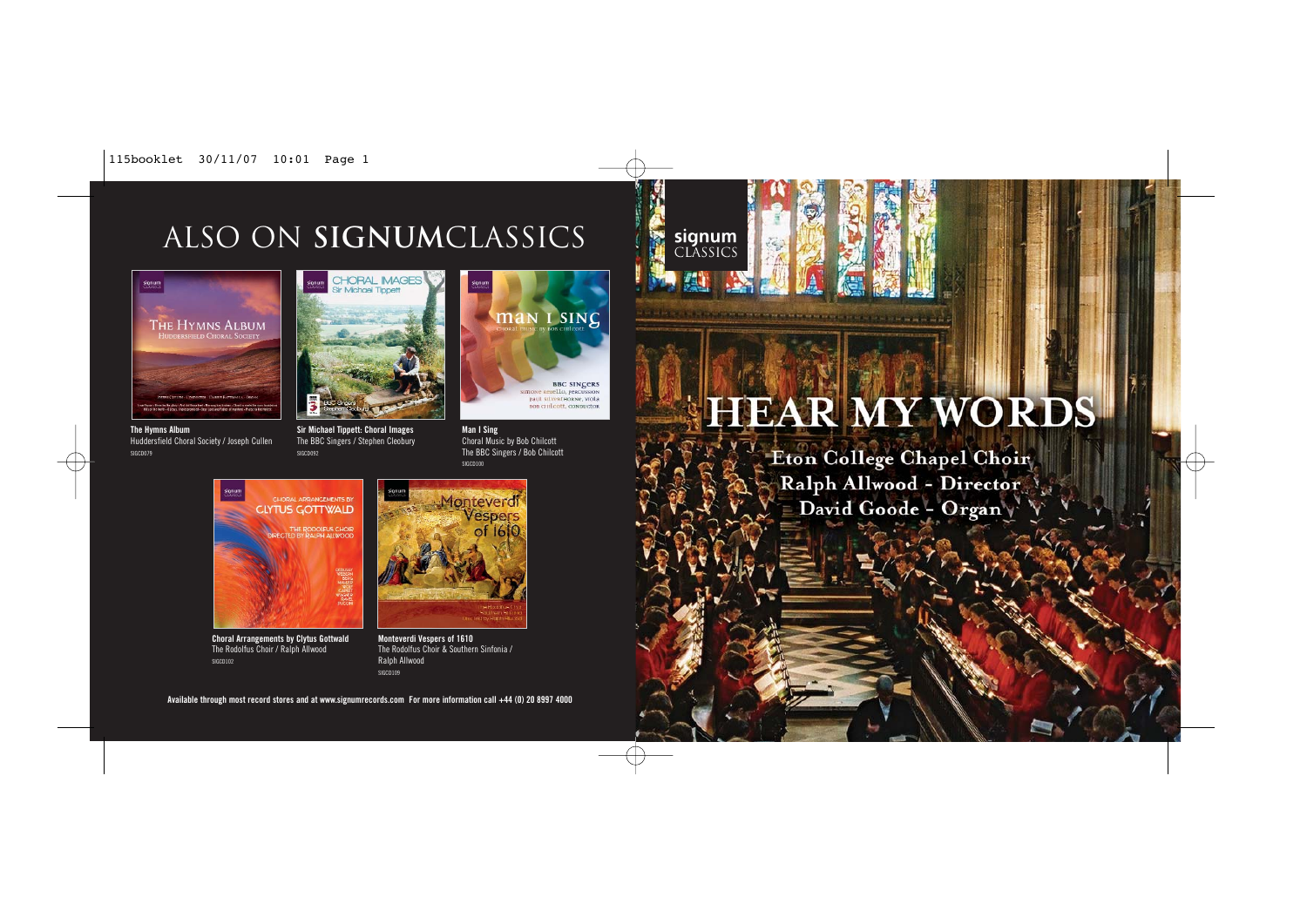# ALSO ON SIGNUMCLASSICS

**The Hymns Album**
Huddersfield Choral Society / Joseph Cullen
SIGCD079

**Sir Michael Tippett: Choral Images**
The BBC Singers / Stephen Cleobury
SIGCD092

**Man I Sing**
Choral Music by Bob Chilcott
The BBC Singers / Bob Chilcott
SIGCD100

**Choral Arrangements by Clytus Gottwald**
The Rodolfus Choir / Ralph Allwood
SIGCD102

**Monteverdi Vespers of 1610**
The Rodolfus Choir & Southern Sinfonia / Ralph Allwood
SIGCD109

**Available through most record stores and at www.signumrecords.com For more information call +44 (0) 20 8997 4000**

signum CLASSICS

# HEAR MY WORDS

**Eton College Chapel Choir**
**Ralph Allwood - Director**
**David Goode - Organ**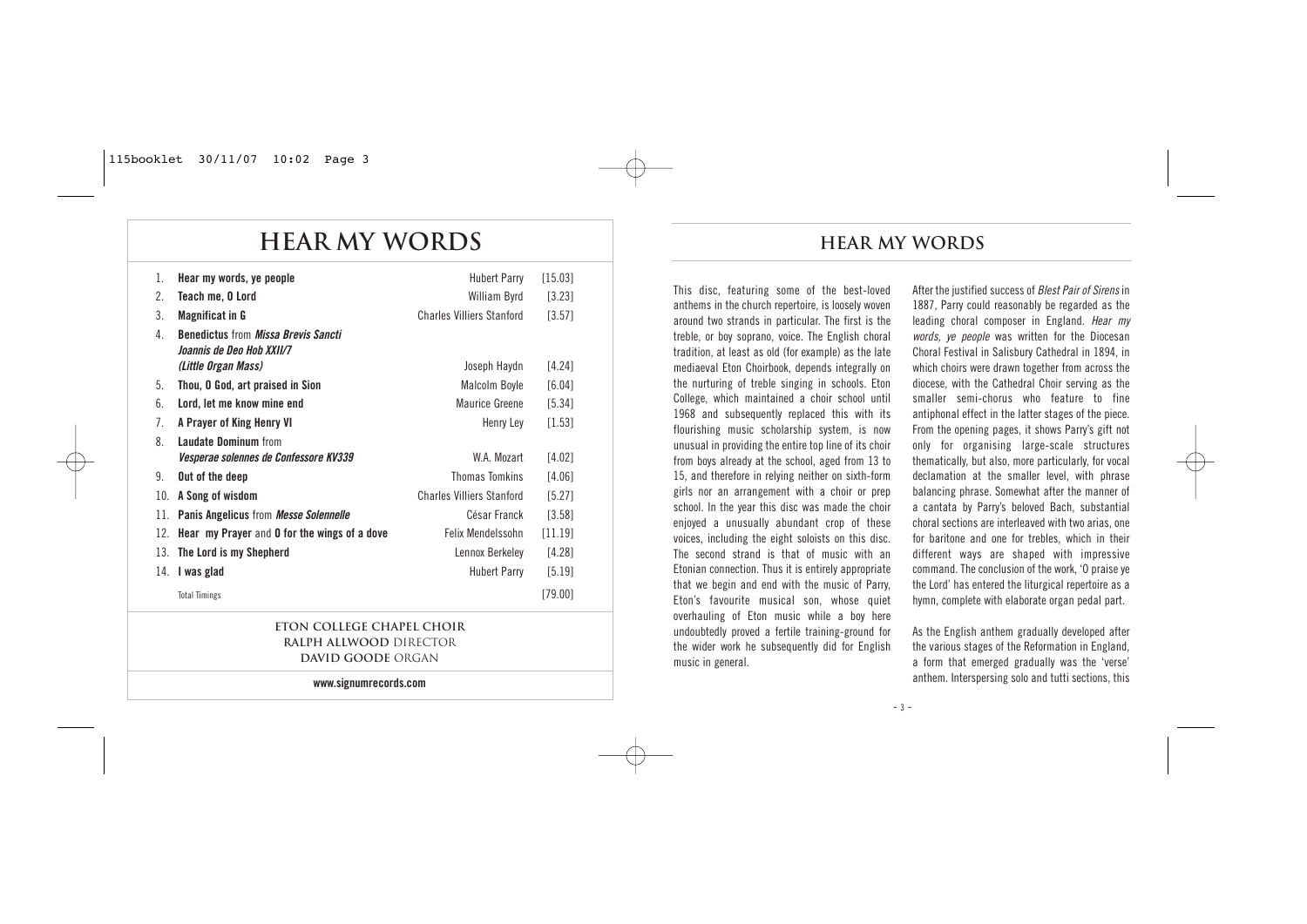# HEAR MY WORDS

| | | | |
|---|---|---|---|
| 1. | **Hear my words, ye people** | Hubert Parry | [15.03] |
| 2. | **Teach me, O Lord** | William Byrd | [3.23] |
| 3. | **Magnificat in G** | Charles Villiers Stanford | [3.57] |
| 4. | **Benedictus** from ***Missa Brevis Sancti Joannis de Deo Hob XXII/7 (Little Organ Mass)*** | Joseph Haydn | [4.24] |
| 5. | **Thou, O God, art praised in Sion** | Malcolm Boyle | [6.04] |
| 6. | **Lord, let me know mine end** | Maurice Greene | [5.34] |
| 7. | **A Prayer of King Henry VI** | Henry Ley | [1.53] |
| 8. | **Laudate Dominum** from ***Vesperae solennes de Confessore KV339*** | W.A. Mozart | [4.02] |
| 9. | **Out of the deep** | Thomas Tomkins | [4.06] |
| 10. | **A Song of wisdom** | Charles Villiers Stanford | [5.27] |
| 11. | **Panis Angelicus** from ***Messe Solennelle*** | César Franck | [3.58] |
| 12. | **Hear my Prayer** and **O for the wings of a dove** | Felix Mendelssohn | [11.19] |
| 13. | **The Lord is my Shepherd** | Lennox Berkeley | [4.28] |
| 14. | **I was glad** | Hubert Parry | [5.19] |
| | Total Timings | | [79.00] |

ETON COLLEGE CHAPEL CHOIR
RALPH ALLWOOD DIRECTOR
DAVID GOODE ORGAN

www.signumrecords.com

## HEAR MY WORDS

This disc, featuring some of the best-loved anthems in the church repertoire, is loosely woven around two strands in particular. The first is the treble, or boy soprano, voice. The English choral tradition, at least as old (for example) as the late mediaeval Eton Choirbook, depends integrally on the nurturing of treble singing in schools. Eton College, which maintained a choir school until 1968 and subsequently replaced this with its flourishing music scholarship system, is now unusual in providing the entire top line of its choir from boys already at the school, aged from 13 to 15, and therefore in relying neither on sixth-form girls nor an arrangement with a choir or prep school. In the year this disc was made the choir enjoyed a unusually abundant crop of these voices, including the eight soloists on this disc. The second strand is that of music with an Etonian connection. Thus it is entirely appropriate that we begin and end with the music of Parry, Eton's favourite musical son, whose quiet overhauling of Eton music while a boy here undoubtedly proved a fertile training-ground for the wider work he subsequently did for English music in general.

After the justified success of *Blest Pair of Sirens* in 1887, Parry could reasonably be regarded as the leading choral composer in England. *Hear my words, ye people* was written for the Diocesan Choral Festival in Salisbury Cathedral in 1894, in which choirs were drawn together from across the diocese, with the Cathedral Choir serving as the smaller semi-chorus who feature to fine antiphonal effect in the latter stages of the piece. From the opening pages, it shows Parry's gift not only for organising large-scale structures thematically, but also, more particularly, for vocal declamation at the smaller level, with phrase balancing phrase. Somewhat after the manner of a cantata by Parry's beloved Bach, substantial choral sections are interleaved with two arias, one for baritone and one for trebles, which in their different ways are shaped with impressive command. The conclusion of the work, 'O praise ye the Lord' has entered the liturgical repertoire as a hymn, complete with elaborate organ pedal part.

As the English anthem gradually developed after the various stages of the Reformation in England, a form that emerged gradually was the 'verse' anthem. Interspersing solo and tutti sections, this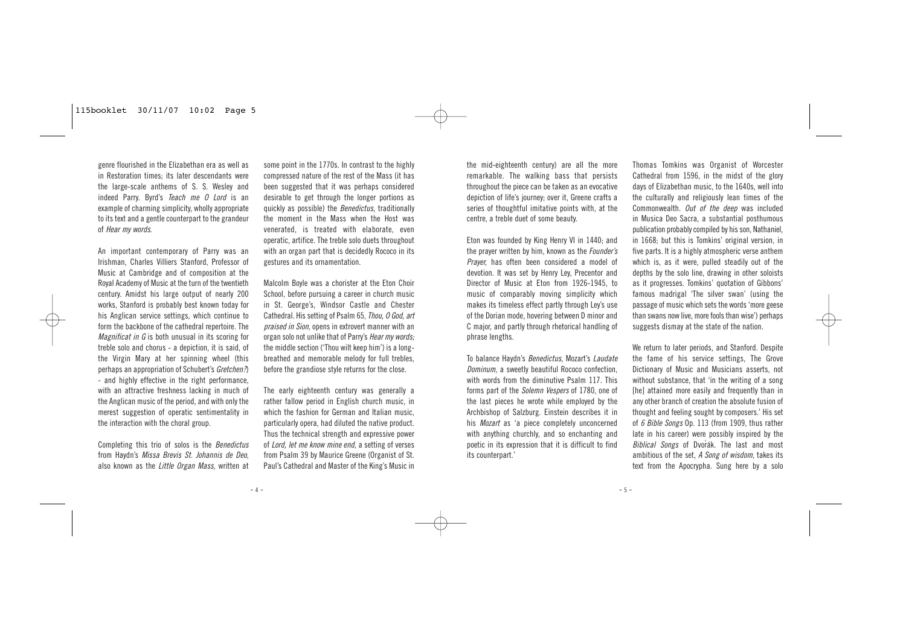genre flourished in the Elizabethan era as well as in Restoration times; its later descendants were the large-scale anthems of S. S. Wesley and indeed Parry. Byrd's *Teach me O Lord* is an example of charming simplicity, wholly appropriate to its text and a gentle counterpart to the grandeur of *Hear my words*.

An important contemporary of Parry was an Irishman, Charles Villiers Stanford, Professor of Music at Cambridge and of composition at the Royal Academy of Music at the turn of the twentieth century. Amidst his large output of nearly 200 works, Stanford is probably best known today for his Anglican service settings, which continue to form the backbone of the cathedral repertoire. The *Magnificat in G* is both unusual in its scoring for treble solo and chorus - a depiction, it is said, of the Virgin Mary at her spinning wheel (this perhaps an appropriation of Schubert's *Gretchen?*) - and highly effective in the right performance, with an attractive freshness lacking in much of the Anglican music of the period, and with only the merest suggestion of operatic sentimentality in the interaction with the choral group.

Completing this trio of solos is the *Benedictus* from Haydn's *Missa Brevis St. Johannis de Deo*, also known as the *Little Organ Mass*, written at some point in the 1770s. In contrast to the highly compressed nature of the rest of the Mass (it has been suggested that it was perhaps considered desirable to get through the longer portions as quickly as possible) the *Benedictus*, traditionally the moment in the Mass when the Host was venerated, is treated with elaborate, even operatic, artifice. The treble solo duets throughout with an organ part that is decidedly Rococo in its gestures and its ornamentation.

Malcolm Boyle was a chorister at the Eton Choir School, before pursuing a career in church music in St. George's, Windsor Castle and Chester Cathedral. His setting of Psalm 65, *Thou, O God, art praised in Sion*, opens in extrovert manner with an organ solo not unlike that of Parry's *Hear my words;* the middle section ('Thou wilt keep him') is a long-breathed and memorable melody for full trebles, before the grandiose style returns for the close.

The early eighteenth century was generally a rather fallow period in English church music, in which the fashion for German and Italian music, particularly opera, had diluted the native product. Thus the technical strength and expressive power of *Lord, let me know mine end*, a setting of verses from Psalm 39 by Maurice Greene (Organist of St. Paul's Cathedral and Master of the King's Music in the mid-eighteenth century) are all the more remarkable. The walking bass that persists throughout the piece can be taken as an evocative depiction of life's journey; over it, Greene crafts a series of thoughtful imitative points with, at the centre, a treble duet of some beauty.

Eton was founded by King Henry VI in 1440; and the prayer written by him, known as the *Founder's Prayer*, has often been considered a model of devotion. It was set by Henry Ley, Precentor and Director of Music at Eton from 1926-1945, to music of comparably moving simplicity which makes its timeless effect partly through Ley's use of the Dorian mode, hovering between D minor and C major, and partly through rhetorical handling of phrase lengths.

To balance Haydn's *Benedictus*, Mozart's *Laudate Dominum*, a sweetly beautiful Rococo confection, with words from the diminutive Psalm 117. This forms part of the *Solemn Vespers* of 1780, one of the last pieces he wrote while employed by the Archbishop of Salzburg. Einstein describes it in his *Mozart* as 'a piece completely unconcerned with anything churchly, and so enchanting and poetic in its expression that it is difficult to find its counterpart.'

Thomas Tomkins was Organist of Worcester Cathedral from 1596, in the midst of the glory days of Elizabethan music, to the 1640s, well into the culturally and religiously lean times of the Commonwealth. *Out of the deep* was included in Musica Deo Sacra, a substantial posthumous publication probably compiled by his son, Nathaniel, in 1668; but this is Tomkins' original version, in five parts. It is a highly atmospheric verse anthem which is, as it were, pulled steadily out of the depths by the solo line, drawing in other soloists as it progresses. Tomkins' quotation of Gibbons' famous madrigal 'The silver swan' (using the passage of music which sets the words 'more geese than swans now live, more fools than wise') perhaps suggests dismay at the state of the nation.

We return to later periods, and Stanford. Despite the fame of his service settings, The Grove Dictionary of Music and Musicians asserts, not without substance, that 'in the writing of a song [he] attained more easily and frequently than in any other branch of creation the absolute fusion of thought and feeling sought by composers.' His set of *6 Bible Songs* Op. 113 (from 1909, thus rather late in his career) were possibly inspired by the *Biblical Songs* of Dvořák. The last and most ambitious of the set, *A Song of wisdom*, takes its text from the Apocrypha. Sung here by a solo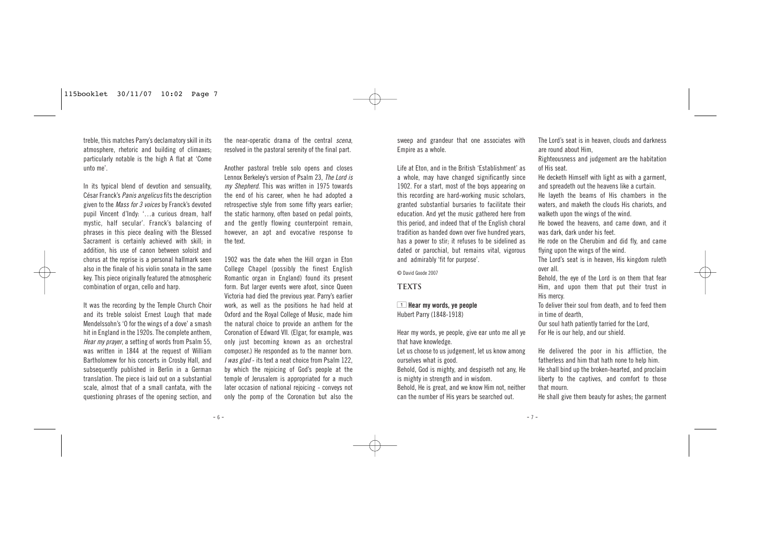treble, this matches Parry's declamatory skill in its atmosphere, rhetoric and building of climaxes; particularly notable is the high A flat at 'Come unto me'.

In its typical blend of devotion and sensuality, César Franck's *Panis angelicus* fits the description given to the *Mass for 3 voices* by Franck's devoted pupil Vincent d'Indy: '…a curious dream, half mystic, half secular'. Franck's balancing of phrases in this piece dealing with the Blessed Sacrament is certainly achieved with skill; in addition, his use of canon between soloist and chorus at the reprise is a personal hallmark seen also in the finale of his violin sonata in the same key. This piece originally featured the atmospheric combination of organ, cello and harp.

It was the recording by the Temple Church Choir and its treble soloist Ernest Lough that made Mendelssohn's 'O for the wings of a dove' a smash hit in England in the 1920s. The complete anthem, *Hear my prayer*, a setting of words from Psalm 55, was written in 1844 at the request of William Bartholomew for his concerts in Crosby Hall, and subsequently published in Berlin in a German translation. The piece is laid out on a substantial scale, almost that of a small cantata, with the questioning phrases of the opening section, and the near-operatic drama of the central *scena*, resolved in the pastoral serenity of the final part.

Another pastoral treble solo opens and closes Lennox Berkeley's version of Psalm 23, *The Lord is my Shepherd*. This was written in 1975 towards the end of his career, when he had adopted a retrospective style from some fifty years earlier; the static harmony, often based on pedal points, and the gently flowing counterpoint remain, however, an apt and evocative response to the text.

1902 was the date when the Hill organ in Eton College Chapel (possibly the finest English Romantic organ in England) found its present form. But larger events were afoot, since Queen Victoria had died the previous year. Parry's earlier work, as well as the positions he had held at Oxford and the Royal College of Music, made him the natural choice to provide an anthem for the Coronation of Edward VII. (Elgar, for example, was only just becoming known as an orchestral composer.) He responded as to the manner born. *I was glad* - its text a neat choice from Psalm 122, by which the rejoicing of God's people at the temple of Jerusalem is appropriated for a much later occasion of national rejoicing - conveys not only the pomp of the Coronation but also the sweep and grandeur that one associates with Empire as a whole.

Life at Eton, and in the British 'Establishment' as a whole, may have changed significantly since 1902. For a start, most of the boys appearing on this recording are hard-working music scholars, granted substantial bursaries to facilitate their education. And yet the music gathered here from this period, and indeed that of the English choral tradition as handed down over five hundred years, has a power to stir; it refuses to be sidelined as dated or parochial, but remains vital, vigorous and admirably 'fit for purpose'.

© David Goode 2007

## TEXTS

**1 Hear my words, ye people**
Hubert Parry (1848-1918)

Hear my words, ye people, give ear unto me all ye that have knowledge.
Let us choose to us judgement, let us know among ourselves what is good.
Behold, God is mighty, and despiseth not any, He is mighty in strength and in wisdom.
Behold, He is great, and we know Him not, neither can the number of His years be searched out.

The Lord's seat is in heaven, clouds and darkness are round about Him,
Righteousness and judgement are the habitation of His seat.
He decketh Himself with light as with a garment, and spreadeth out the heavens like a curtain.
He layeth the beams of His chambers in the waters, and maketh the clouds His chariots, and walketh upon the wings of the wind.
He bowed the heavens, and came down, and it was dark, dark under his feet.
He rode on the Cherubim and did fly, and came flying upon the wings of the wind.
The Lord's seat is in heaven, His kingdom ruleth over all.
Behold, the eye of the Lord is on them that fear Him, and upon them that put their trust in His mercy.
To deliver their soul from death, and to feed them in time of dearth,
Our soul hath patiently tarried for the Lord,
For He is our help, and our shield.

He delivered the poor in his affliction, the fatherless and him that hath none to help him.
He shall bind up the broken-hearted, and proclaim liberty to the captives, and comfort to those that mourn.
He shall give them beauty for ashes; the garment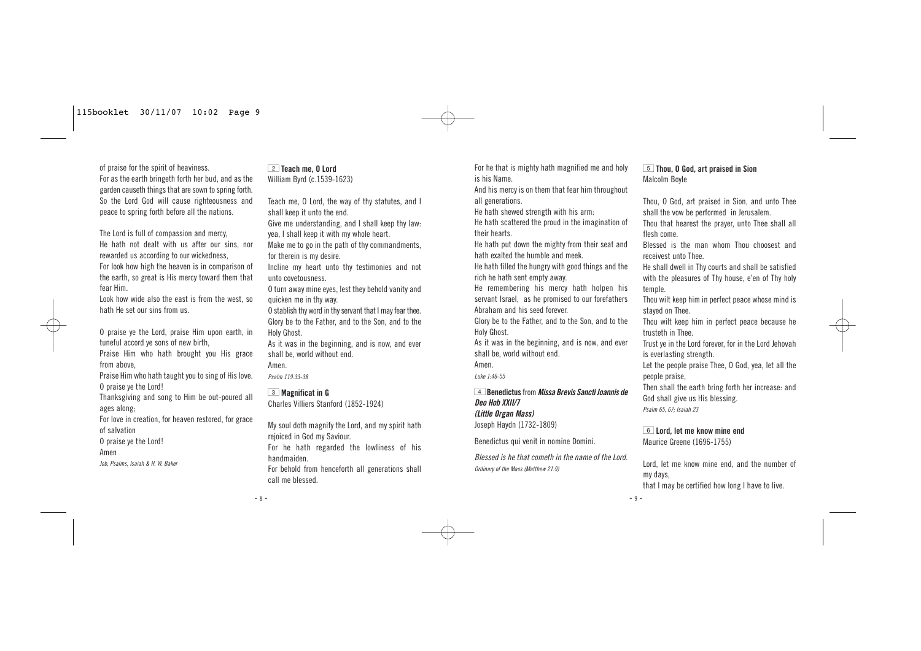of praise for the spirit of heaviness.
For as the earth bringeth forth her bud, and as the garden causeth things that are sown to spring forth. So the Lord God will cause righteousness and peace to spring forth before all the nations.

The Lord is full of compassion and mercy,
He hath not dealt with us after our sins, nor rewarded us according to our wickedness,
For look how high the heaven is in comparison of the earth, so great is His mercy toward them that fear Him.
Look how wide also the east is from the west, so hath He set our sins from us.

O praise ye the Lord, praise Him upon earth, in tuneful accord ye sons of new birth,
Praise Him who hath brought you His grace from above,
Praise Him who hath taught you to sing of His love.
O praise ye the Lord!
Thanksgiving and song to Him be out-poured all ages along;
For love in creation, for heaven restored, for grace of salvation
O praise ye the Lord!
Amen

*Job, Psalms, Isaiah & H. W. Baker*

### 2 Teach me, O Lord
William Byrd (c.1539-1623)

Teach me, O Lord, the way of thy statutes, and I shall keep it unto the end.
Give me understanding, and I shall keep thy law: yea, I shall keep it with my whole heart.
Make me to go in the path of thy commandments, for therein is my desire.
Incline my heart unto thy testimonies and not unto covetousness.
O turn away mine eyes, lest they behold vanity and quicken me in thy way.
O stablish thy word in thy servant that I may fear thee.
Glory be to the Father, and to the Son, and to the Holy Ghost.
As it was in the beginning, and is now, and ever shall be, world without end.
Amen.

*Psalm 119:33-38*

### 3 Magnificat in G
Charles Villiers Stanford (1852-1924)

My soul doth magnify the Lord, and my spirit hath rejoiced in God my Saviour.
For he hath regarded the lowliness of his handmaiden.
For behold from henceforth all generations shall call me blessed.
For he that is mighty hath magnified me and holy is his Name.
And his mercy is on them that fear him throughout all generations.
He hath shewed strength with his arm:
He hath scattered the proud in the imagination of their hearts.
He hath put down the mighty from their seat and hath exalted the humble and meek.
He hath filled the hungry with good things and the rich he hath sent empty away.
He remembering his mercy hath holpen his servant Israel, as he promised to our forefathers Abraham and his seed forever.
Glory be to the Father, and to the Son, and to the Holy Ghost.
As it was in the beginning, and is now, and ever shall be, world without end.
Amen.

*Luke 1:46-55*

### 4 Benedictus from *Missa Brevis Sancti Joannis de Deo Hob XXII/7 (Little Organ Mass)*
Joseph Haydn (1732-1809)

Benedictus qui venit in nomine Domini.

*Blessed is he that cometh in the name of the Lord.*

*Ordinary of the Mass (Matthew 21:9)*

### 5 Thou, O God, art praised in Sion
Malcolm Boyle

Thou, O God, art praised in Sion, and unto Thee shall the vow be performed in Jerusalem.
Thou that hearest the prayer, unto Thee shall all flesh come.
Blessed is the man whom Thou choosest and receivest unto Thee.
He shall dwell in Thy courts and shall be satisfied with the pleasures of Thy house, e'en of Thy holy temple.
Thou wilt keep him in perfect peace whose mind is stayed on Thee.
Thou wilt keep him in perfect peace because he trusteth in Thee.
Trust ye in the Lord forever, for in the Lord Jehovah is everlasting strength.
Let the people praise Thee, O God, yea, let all the people praise,
Then shall the earth bring forth her increase: and God shall give us His blessing.

*Psalm 65, 67; Isaiah 23*

### 6 Lord, let me know mine end
Maurice Greene (1696-1755)

Lord, let me know mine end, and the number of my days,
that I may be certified how long I have to live.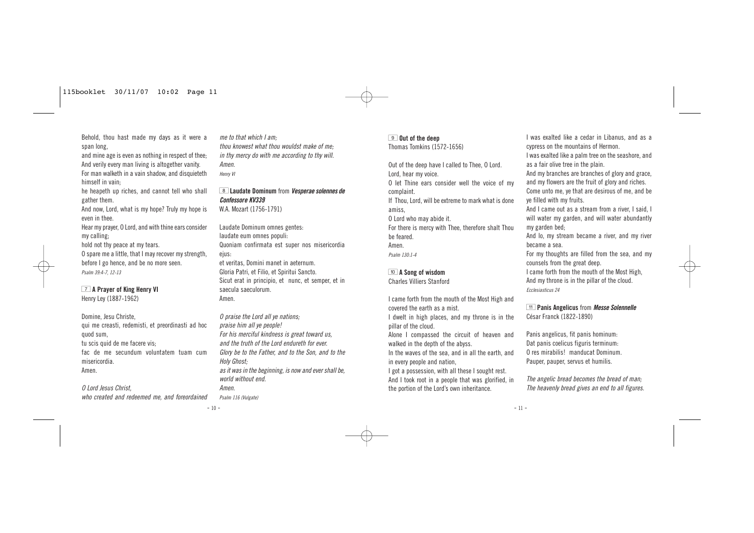Behold, thou hast made my days as it were a span long,
and mine age is even as nothing in respect of thee;
And verily every man living is altogether vanity.
For man walketh in a vain shadow, and disquieteth himself in vain;
he heapeth up riches, and cannot tell who shall gather them.
And now, Lord, what is my hope? Truly my hope is even in thee.
Hear my prayer, O Lord, and with thine ears consider my calling;
hold not thy peace at my tears.
O spare me a little, that I may recover my strength, before I go hence, and be no more seen.
*Psalm 39:4-7, 12-13*

**7 A Prayer of King Henry VI**
Henry Ley (1887-1962)

Domine, Jesu Christe,
qui me creasti, redemisti, et preordinasti ad hoc quod sum,
tu scis quid de me facere vis;
fac de me secundum voluntatem tuam cum misericordia.
Amen.

*O Lord Jesus Christ,*
*who created and redeemed me, and foreordained me to that which I am;*
*thou knowest what thou wouldst make of me;*
*in thy mercy do with me according to thy will.*
*Amen.*
*Henry VI*

**8 Laudate Dominum** from ***Vesperae solennes de Confessore KV339***
W.A. Mozart (1756-1791)

Laudate Dominum omnes gentes:
laudate eum omnes populi:
Quoniam confirmata est super nos misericordia ejus:
et veritas, Domini manet in aeternum.
Gloria Patri, et Filio, et Spiritui Sancto.
Sicut erat in principio, et nunc, et semper, et in saecula saeculorum.
Amen.

*O praise the Lord all ye nations;*
*praise him all ye people!*
*For his merciful kindness is great toward us,*
*and the truth of the Lord endureth for ever.*
*Glory be to the Father, and to the Son, and to the Holy Ghost;*
*as it was in the beginning, is now and ever shall be, world without end.*
*Amen.*
*Psalm 116 (Vulgate)*

**9 Out of the deep**
Thomas Tomkins (1572-1656)

Out of the deep have I called to Thee, O Lord.
Lord, hear my voice.
O let Thine ears consider well the voice of my complaint.
If Thou, Lord, will be extreme to mark what is done amiss,
O Lord who may abide it.
For there is mercy with Thee, therefore shalt Thou be feared.
Amen.
*Psalm 130:1-4*

**10 A Song of wisdom**
Charles Villiers Stanford

I came forth from the mouth of the Most High and covered the earth as a mist.
I dwelt in high places, and my throne is in the pillar of the cloud.
Alone I compassed the circuit of heaven and walked in the depth of the abyss.
In the waves of the sea, and in all the earth, and in every people and nation,
I got a possession, with all these I sought rest.
And I took root in a people that was glorified, in the portion of the Lord's own inheritance.
I was exalted like a cedar in Libanus, and as a cypress on the mountains of Hermon.
I was exalted like a palm tree on the seashore, and as a fair olive tree in the plain.
And my branches are branches of glory and grace, and my flowers are the fruit of glory and riches.
Come unto me, ye that are desirous of me, and be ye filled with my fruits.
And I came out as a stream from a river, I said, I will water my garden, and will water abundantly my garden bed;
And lo, my stream became a river, and my river became a sea.
For my thoughts are filled from the sea, and my counsels from the great deep.
I came forth from the mouth of the Most High,
And my throne is in the pillar of the cloud.
*Ecclesiasticus 24*

**11 Panis Angelicus** from ***Messe Solennelle***
César Franck (1822-1890)

Panis angelicus, fit panis hominum:
Dat panis coelicus figuris terminum:
O res mirabilis! manducat Dominum.
Pauper, pauper, servus et humilis.

*The angelic bread becomes the bread of man;*
*The heavenly bread gives an end to all figures.*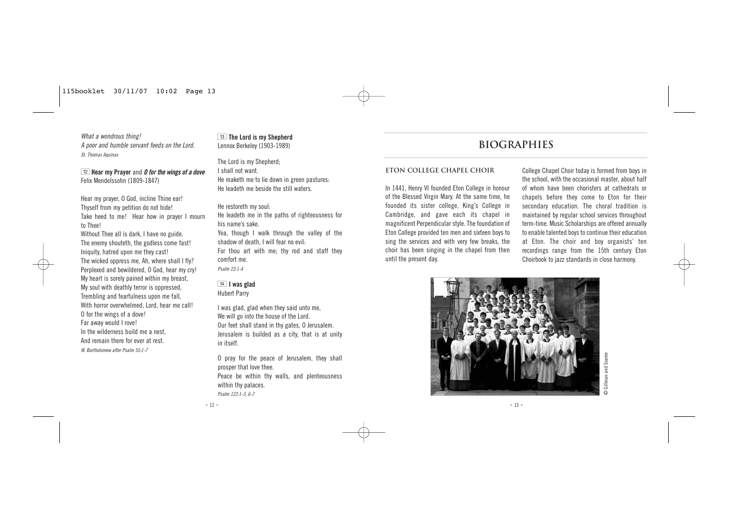*What a wondrous thing!*
*A poor and humble servant feeds on the Lord.*
*St. Thomas Aquinas*

12 **Hear my Prayer** and ***O for the wings of a dove***
Felix Mendelssohn (1809-1847)

Hear my prayer, O God, incline Thine ear!
Thyself from my petition do not hide!
Take heed to me! Hear how in prayer I mourn to Thee!
Without Thee all is dark, I have no guide.
The enemy shouteth, the godless come fast!
Iniquity, hatred upon me they cast!
The wicked oppress me, Ah, where shall I fly?
Perplexed and bewildered, O God, hear my cry!
My heart is sorely pained within my breast,
My soul with deathly terror is oppressed,
Trembling and fearfulness upon me fall,
With horror overwhelmed, Lord, hear me call!
O for the wings of a dove!
Far away would I rove!
In the wilderness build me a nest,
And remain there for ever at rest.
*W. Bartholomew after Psalm 55:1-7*

13 **The Lord is my Shepherd**
Lennox Berkeley (1903-1989)

The Lord is my Shepherd;
I shall not want.
He maketh me to lie down in green pastures:
He leadeth me beside the still waters.

He restoreth my soul:
He leadeth me in the paths of righteousness for his name's sake.
Yea, though I walk through the valley of the shadow of death, I will fear no evil:
For thou art with me; thy rod and staff they comfort me.
*Psalm 23:1-4*

14 **I was glad**
Hubert Parry

I was glad, glad when they said unto me,
We will go into the house of the Lord.
Our feet shall stand in thy gates, O Jerusalem.
Jerusalem is builded as a city, that is at unity in itself.

O pray for the peace of Jerusalem, they shall prosper that love thee.
Peace be within thy walls, and plenteousness within thy palaces.
*Psalm 122:1-3, 6-7*

# BIOGRAPHIES

## ETON COLLEGE CHAPEL CHOIR

In 1441, Henry VI founded Eton College in honour of the Blessed Virgin Mary. At the same time, he founded its sister college, King's College in Cambridge, and gave each its chapel in magnificent Perpendicular style. The foundation of Eton College provided ten men and sixteen boys to sing the services and with very few breaks, the choir has been singing in the chapel from then until the present day.

College Chapel Choir today is formed from boys in the school, with the occasional master, about half of whom have been choristers at cathedrals or chapels before they come to Eton for their secondary education. The choral tradition is maintained by regular school services throughout term-time. Music Scholarships are offered annually to enable talented boys to continue their education at Eton. The choir and boy organists' ten recordings range from the 15th century Eton Choirbook to jazz standards in close harmony.

© Gillman and Soame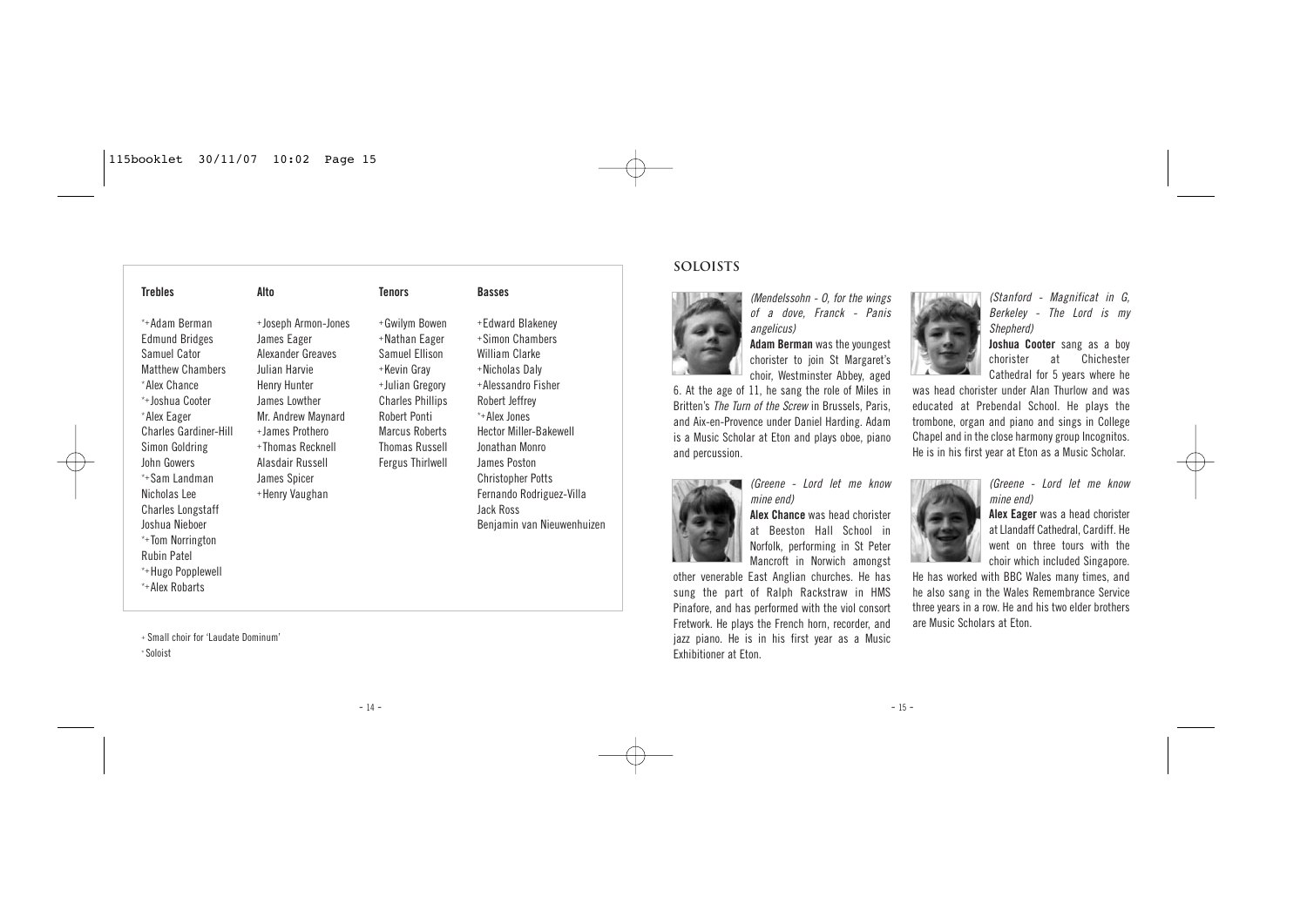| Trebles | Alto | Tenors | Basses |
|---|---|---|---|
| *+Adam Berman | +Joseph Armon-Jones | +Gwilym Bowen | +Edward Blakeney |
| Edmund Bridges | James Eager | +Nathan Eager | +Simon Chambers |
| Samuel Cator | Alexander Greaves | Samuel Ellison | William Clarke |
| Matthew Chambers | Julian Harvie | +Kevin Gray | +Nicholas Daly |
| *Alex Chance | Henry Hunter | +Julian Gregory | +Alessandro Fisher |
| *+Joshua Cooter | James Lowther | Charles Phillips | Robert Jeffrey |
| *Alex Eager | Mr. Andrew Maynard | Robert Ponti | *+Alex Jones |
| Charles Gardiner-Hill | +James Prothero | Marcus Roberts | Hector Miller-Bakewell |
| Simon Goldring | +Thomas Recknell | Thomas Russell | Jonathan Monro |
| John Gowers | Alasdair Russell | Fergus Thirlwell | James Poston |
| *+Sam Landman | James Spicer | | Christopher Potts |
| Nicholas Lee | +Henry Vaughan | | Fernando Rodriguez-Villa |
| Charles Longstaff | | | Jack Ross |
| Joshua Nieboer | | | Benjamin van Nieuwenhuizen |
| *+Tom Norrington | | | |
| Rubin Patel | | | |
| *+Hugo Popplewell | | | |
| *+Alex Robarts | | | |

+ Small choir for 'Laudate Dominum'

* Soloist

## SOLOISTS

*(Mendelssohn - O, for the wings of a dove, Franck - Panis angelicus)*

**Adam Berman** was the youngest chorister to join St Margaret's choir, Westminster Abbey, aged 6. At the age of 11, he sang the role of Miles in Britten's *The Turn of the Screw* in Brussels, Paris, and Aix-en-Provence under Daniel Harding. Adam is a Music Scholar at Eton and plays oboe, piano and percussion.

*(Greene - Lord let me know mine end)*

**Alex Chance** was head chorister at Beeston Hall School in Norfolk, performing in St Peter Mancroft in Norwich amongst other venerable East Anglian churches. He has sung the part of Ralph Rackstraw in HMS Pinafore, and has performed with the viol consort Fretwork. He plays the French horn, recorder, and jazz piano. He is in his first year as a Music Exhibitioner at Eton.

*(Stanford - Magnificat in G, Berkeley - The Lord is my Shepherd)*

**Joshua Cooter** sang as a boy chorister at Chichester Cathedral for 5 years where he was head chorister under Alan Thurlow and was educated at Prebendal School. He plays the trombone, organ and piano and sings in College Chapel and in the close harmony group Incognitos. He is in his first year at Eton as a Music Scholar.

*(Greene - Lord let me know mine end)*

**Alex Eager** was a head chorister at Llandaff Cathedral, Cardiff. He went on three tours with the choir which included Singapore. He has worked with BBC Wales many times, and he also sang in the Wales Remembrance Service three years in a row. He and his two elder brothers are Music Scholars at Eton.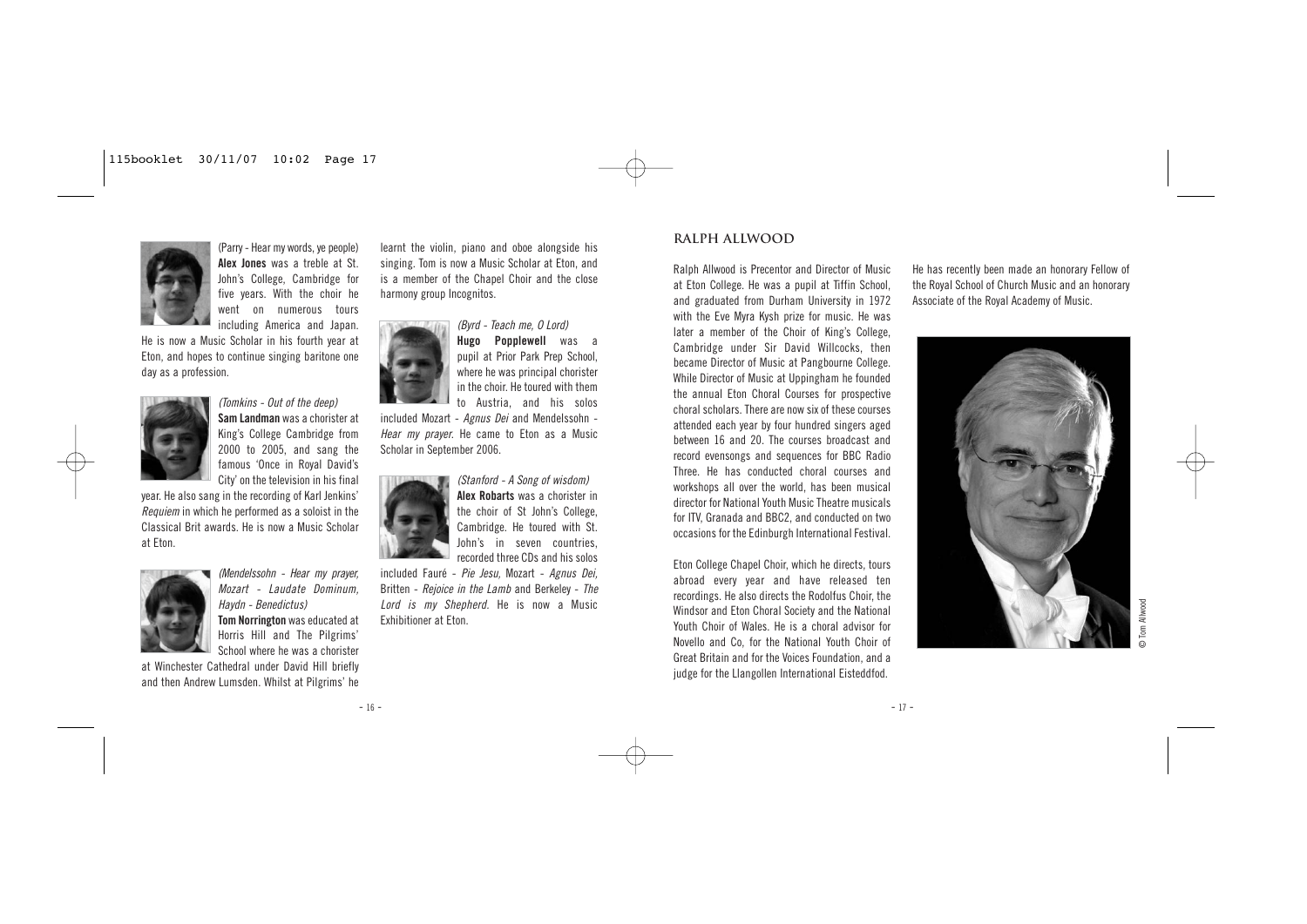(Parry - Hear my words, ye people)
**Alex Jones** was a treble at St. John's College, Cambridge for five years. With the choir he went on numerous tours including America and Japan. He is now a Music Scholar in his fourth year at Eton, and hopes to continue singing baritone one day as a profession.

*(Tomkins - Out of the deep)*
**Sam Landman** was a chorister at King's College Cambridge from 2000 to 2005, and sang the famous 'Once in Royal David's City' on the television in his final year. He also sang in the recording of Karl Jenkins' *Requiem* in which he performed as a soloist in the Classical Brit awards. He is now a Music Scholar at Eton.

*(Mendelssohn - Hear my prayer, Mozart - Laudate Dominum, Haydn - Benedictus)*
**Tom Norrington** was educated at Horris Hill and The Pilgrims' School where he was a chorister at Winchester Cathedral under David Hill briefly and then Andrew Lumsden. Whilst at Pilgrims' he learnt the violin, piano and oboe alongside his singing. Tom is now a Music Scholar at Eton, and is a member of the Chapel Choir and the close harmony group Incognitos.

*(Byrd - Teach me, O Lord)*
**Hugo Popplewell** was a pupil at Prior Park Prep School, where he was principal chorister in the choir. He toured with them to Austria, and his solos included Mozart - *Agnus Dei* and Mendelssohn - *Hear my prayer*. He came to Eton as a Music Scholar in September 2006.

*(Stanford - A Song of wisdom)*
**Alex Robarts** was a chorister in the choir of St John's College, Cambridge. He toured with St. John's in seven countries, recorded three CDs and his solos included Fauré - *Pie Jesu*, Mozart - *Agnus Dei*, Britten - *Rejoice in the Lamb* and Berkeley - *The Lord is my Shepherd*. He is now a Music Exhibitioner at Eton.

## RALPH ALLWOOD

Ralph Allwood is Precentor and Director of Music at Eton College. He was a pupil at Tiffin School, and graduated from Durham University in 1972 with the Eve Myra Kysh prize for music. He was later a member of the Choir of King's College, Cambridge under Sir David Willcocks, then became Director of Music at Pangbourne College. While Director of Music at Uppingham he founded the annual Eton Choral Courses for prospective choral scholars. There are now six of these courses attended each year by four hundred singers aged between 16 and 20. The courses broadcast and record evensongs and sequences for BBC Radio Three. He has conducted choral courses and workshops all over the world, has been musical director for National Youth Music Theatre musicals for ITV, Granada and BBC2, and conducted on two occasions for the Edinburgh International Festival.

Eton College Chapel Choir, which he directs, tours abroad every year and have released ten recordings. He also directs the Rodolfus Choir, the Windsor and Eton Choral Society and the National Youth Choir of Wales. He is a choral advisor for Novello and Co, for the National Youth Choir of Great Britain and for the Voices Foundation, and a judge for the Llangollen International Eisteddfod.

He has recently been made an honorary Fellow of the Royal School of Church Music and an honorary Associate of the Royal Academy of Music.

© Tom Allwood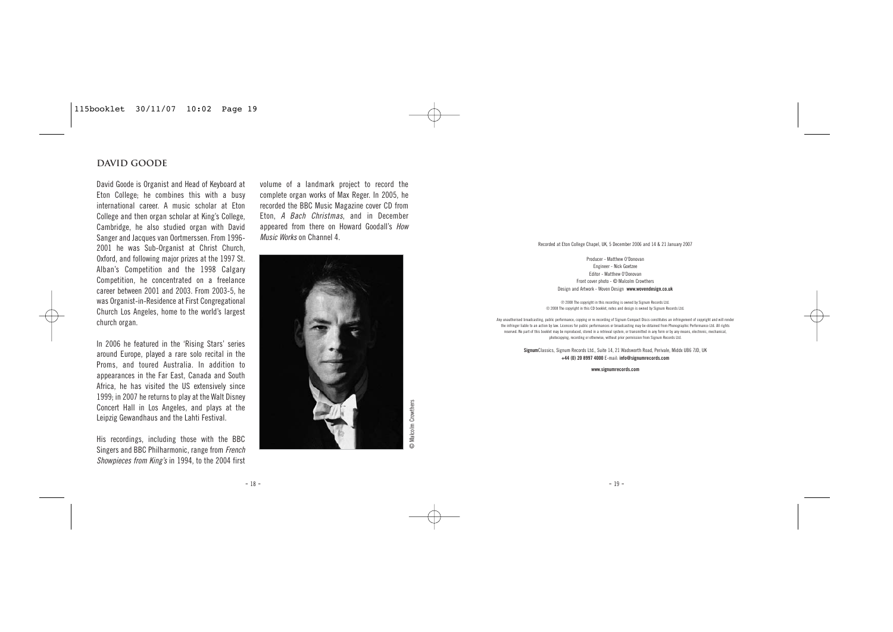## DAVID GOODE

David Goode is Organist and Head of Keyboard at Eton College; he combines this with a busy international career. A music scholar at Eton College and then organ scholar at King's College, Cambridge, he also studied organ with David Sanger and Jacques van Oortmerssen. From 1996-2001 he was Sub-Organist at Christ Church, Oxford, and following major prizes at the 1997 St. Alban's Competition and the 1998 Calgary Competition, he concentrated on a freelance career between 2001 and 2003. From 2003-5, he was Organist-in-Residence at First Congregational Church Los Angeles, home to the world's largest church organ.

In 2006 he featured in the 'Rising Stars' series around Europe, played a rare solo recital in the Proms, and toured Australia. In addition to appearances in the Far East, Canada and South Africa, he has visited the US extensively since 1999; in 2007 he returns to play at the Walt Disney Concert Hall in Los Angeles, and plays at the Leipzig Gewandhaus and the Lahti Festival.

His recordings, including those with the BBC Singers and BBC Philharmonic, range from *French Showpieces from King's* in 1994, to the 2004 first volume of a landmark project to record the complete organ works of Max Reger. In 2005, he recorded the BBC Music Magazine cover CD from Eton, *A Bach Christmas*, and in December appeared from there on Howard Goodall's *How Music Works* on Channel 4.

© Malcolm Crowthers

Recorded at Eton College Chapel, UK, 5 December 2006 and 14 & 21 January 2007

Producer - Matthew O'Donovan
Engineer - Nick Goetzee
Editor - Matthew O'Donovan
Front cover photo - © Malcolm Crowthers
Design and Artwork - Woven Design **www.wovendesign.co.uk**

℗ 2008 The copyright in this recording is owned by Signum Records Ltd.
© 2008 The copyright in this CD booklet, notes and design is owned by Signum Records Ltd.

Any unauthorised broadcasting, public performance, copying or re-recording of Signum Compact Discs constitutes an infringement of copyright and will render the infringer liable to an action by law. Licences for public performances or broadcasting may be obtained from Phonographic Performance Ltd. All rights reserved. No part of this booklet may be reproduced, stored in a retrieval system, or transmitted in any form or by any means, electronic, mechanical, photocopying, recording or otherwise, without prior permission from Signum Records Ltd.

**Signum**Classics, Signum Records Ltd., Suite 14, 21 Wadsworth Road, Perivale, Middx UB6 7JD, UK
**+44 (0) 20 8997 4000** E-mail: **info@signumrecords.com**

**www.signumrecords.com**